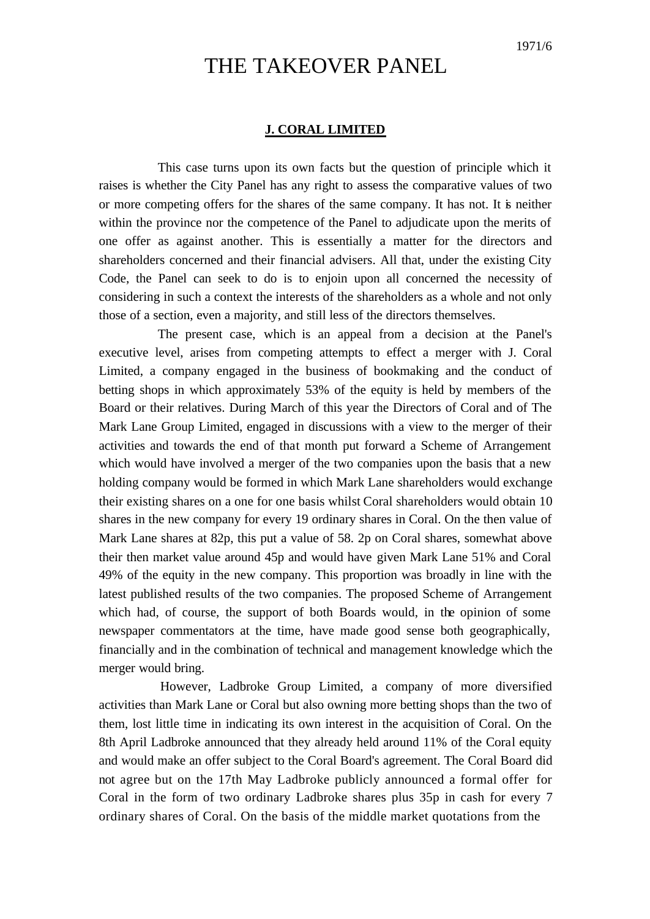1971/6

# THE TAKEOVER PANEL

## J. CORAL LIMITED

This case turns upon its own facts but the question of principle which it raises is whether the City Panel has any right to assess the comparative values of two or more competing offers for the shares of the same company. It has not. It is neither within the province nor the competence of the Panel to adjudicate upon the merits of one offer as against another. This is essentially a matter for the directors and shareholders concerned and their financial advisers. All that, under the existing City Code, the Panel can seek to do is to enjoin upon all concerned the necessity of considering in such a context the interests of the shareholders as a whole and not only those of a section, even a majority, and still less of the directors themselves.

The present case, which is an appeal from a decision at the Panel's executive level, arises from competing attempts to effect a merger with J. Coral Limited, a company engaged in the business of bookmaking and the conduct of betting shops in which approximately 53% of the equity is held by members of the Board or their relatives. During March of this year the Directors of Coral and of The Mark Lane Group Limited, engaged in discussions with a view to the merger of their activities and towards the end of that month put forward a Scheme of Arrangement which would have involved a merger of the two companies upon the basis that a new holding company would be formed in which Mark Lane shareholders would exchange their existing shares on a one for one basis whilst Coral shareholders would obtain 10 shares in the new company for every 19 ordinary shares in Coral. On the then value of Mark Lane shares at 82p, this put a value of 58. 2p on Coral shares, somewhat above their then market value around 45p and would have given Mark Lane 51% and Coral 49% of the equity in the new company. This proportion was broadly in line with the latest published results of the two companies. The proposed Scheme of Arrangement which had, of course, the support of both Boards would, in the opinion of some newspaper commentators at the time, have made good sense both geographically, financially and in the combination of technical and management knowledge which the merger would bring.

However, Ladbroke Group Limited, a company of more diversified activities than Mark Lane or Coral but also owning more betting shops than the two of them, lost little time in indicating its own interest in the acquisition of Coral. On the 8th April Ladbroke announced that they already held around 11% of the Coral equity and would make an offer subject to the Coral Board's agreement. The Coral Board did not agree but on the 17th May Ladbroke publicly announced a formal offer for Coral in the form of two ordinary Ladbroke shares plus 35p in cash for every 7 ordinary shares of Coral. On the basis of the middle market quotations from the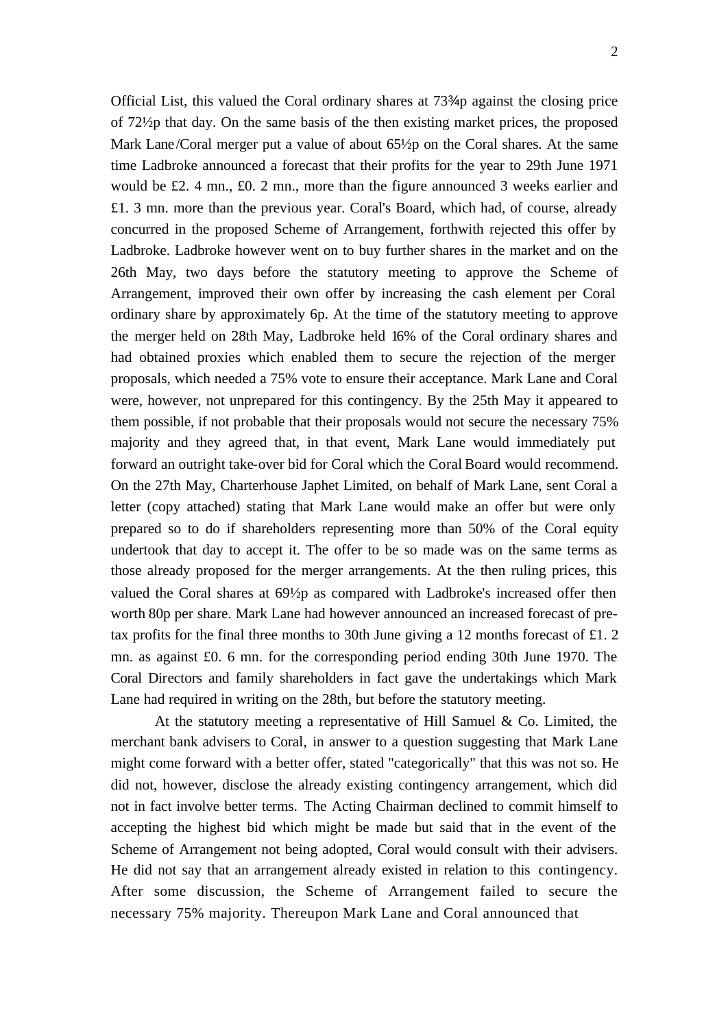Official List, this valued the Coral ordinary shares at 73¾p against the closing price of 72½p that day. On the same basis of the then existing market prices, the proposed Mark Lane/Coral merger put a value of about 65½p on the Coral shares. At the same time Ladbroke announced a forecast that their profits for the year to 29th June 1971 would be £2. 4 mn., £0. 2 mn., more than the figure announced 3 weeks earlier and £1. 3 mn. more than the previous year. Coral's Board, which had, of course, already concurred in the proposed Scheme of Arrangement, forthwith rejected this offer by Ladbroke. Ladbroke however went on to buy further shares in the market and on the 26th May, two days before the statutory meeting to approve the Scheme of Arrangement, improved their own offer by increasing the cash element per Coral ordinary share by approximately 6p. At the time of the statutory meeting to approve the merger held on 28th May, Ladbroke held 16% of the Coral ordinary shares and had obtained proxies which enabled them to secure the rejection of the merger proposals, which needed a 75% vote to ensure their acceptance. Mark Lane and Coral were, however, not unprepared for this contingency. By the 25th May it appeared to them possible, if not probable that their proposals would not secure the necessary 75% majority and they agreed that, in that event, Mark Lane would immediately put forward an outright take-over bid for Coral which the Coral Board would recommend. On the 27th May, Charterhouse Japhet Limited, on behalf of Mark Lane, sent Coral a letter (copy attached) stating that Mark Lane would make an offer but were only prepared so to do if shareholders representing more than 50% of the Coral equity undertook that day to accept it. The offer to be so made was on the same terms as those already proposed for the merger arrangements. At the then ruling prices, this valued the Coral shares at 69½p as compared with Ladbroke's increased offer then worth 80p per share. Mark Lane had however announced an increased forecast of pre-tax profits for the final three months to 30th June giving a 12 months forecast of £1. 2 mn. as against £0. 6 mn. for the corresponding period ending 30th June 1970. The Coral Directors and family shareholders in fact gave the undertakings which Mark Lane had required in writing on the 28th, but before the statutory meeting.

At the statutory meeting a representative of Hill Samuel & Co. Limited, the merchant bank advisers to Coral, in answer to a question suggesting that Mark Lane might come forward with a better offer, stated "categorically" that this was not so. He did not, however, disclose the already existing contingency arrangement, which did not in fact involve better terms. The Acting Chairman declined to commit himself to accepting the highest bid which might be made but said that in the event of the Scheme of Arrangement not being adopted, Coral would consult with their advisers. He did not say that an arrangement already existed in relation to this contingency. After some discussion, the Scheme of Arrangement failed to secure the necessary 75% majority. Thereupon Mark Lane and Coral announced that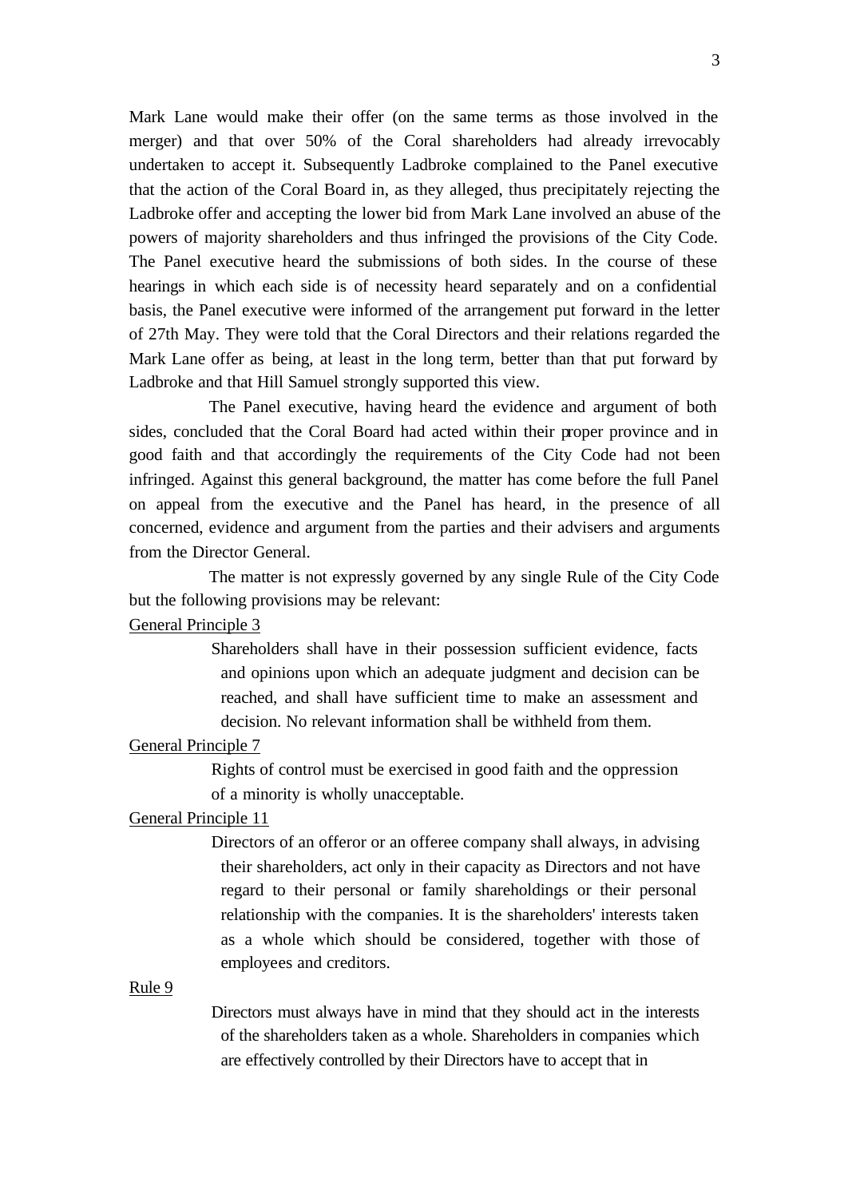Mark Lane would make their offer (on the same terms as those involved in the merger) and that over 50% of the Coral shareholders had already irrevocably undertaken to accept it. Subsequently Ladbroke complained to the Panel executive that the action of the Coral Board in, as they alleged, thus precipitately rejecting the Ladbroke offer and accepting the lower bid from Mark Lane involved an abuse of the powers of majority shareholders and thus infringed the provisions of the City Code. The Panel executive heard the submissions of both sides. In the course of these hearings in which each side is of necessity heard separately and on a confidential basis, the Panel executive were informed of the arrangement put forward in the letter of 27th May. They were told that the Coral Directors and their relations regarded the Mark Lane offer as being, at least in the long term, better than that put forward by Ladbroke and that Hill Samuel strongly supported this view.

The Panel executive, having heard the evidence and argument of both sides, concluded that the Coral Board had acted within their proper province and in good faith and that accordingly the requirements of the City Code had not been infringed. Against this general background, the matter has come before the full Panel on appeal from the executive and the Panel has heard, in the presence of all concerned, evidence and argument from the parties and their advisers and arguments from the Director General.

The matter is not expressly governed by any single Rule of the City Code but the following provisions may be relevant:

<u>General Principle 3</u>

> Shareholders shall have in their possession sufficient evidence, facts and opinions upon which an adequate judgment and decision can be reached, and shall have sufficient time to make an assessment and decision. No relevant information shall be withheld from them.

<u>General Principle 7</u>

> Rights of control must be exercised in good faith and the oppression of a minority is wholly unacceptable.

<u>General Principle 11</u>

> Directors of an offeror or an offeree company shall always, in advising their shareholders, act only in their capacity as Directors and not have regard to their personal or family shareholdings or their personal relationship with the companies. It is the shareholders' interests taken as a whole which should be considered, together with those of employees and creditors.

<u>Rule 9</u>

> Directors must always have in mind that they should act in the interests of the shareholders taken as a whole. Shareholders in companies which are effectively controlled by their Directors have to accept that in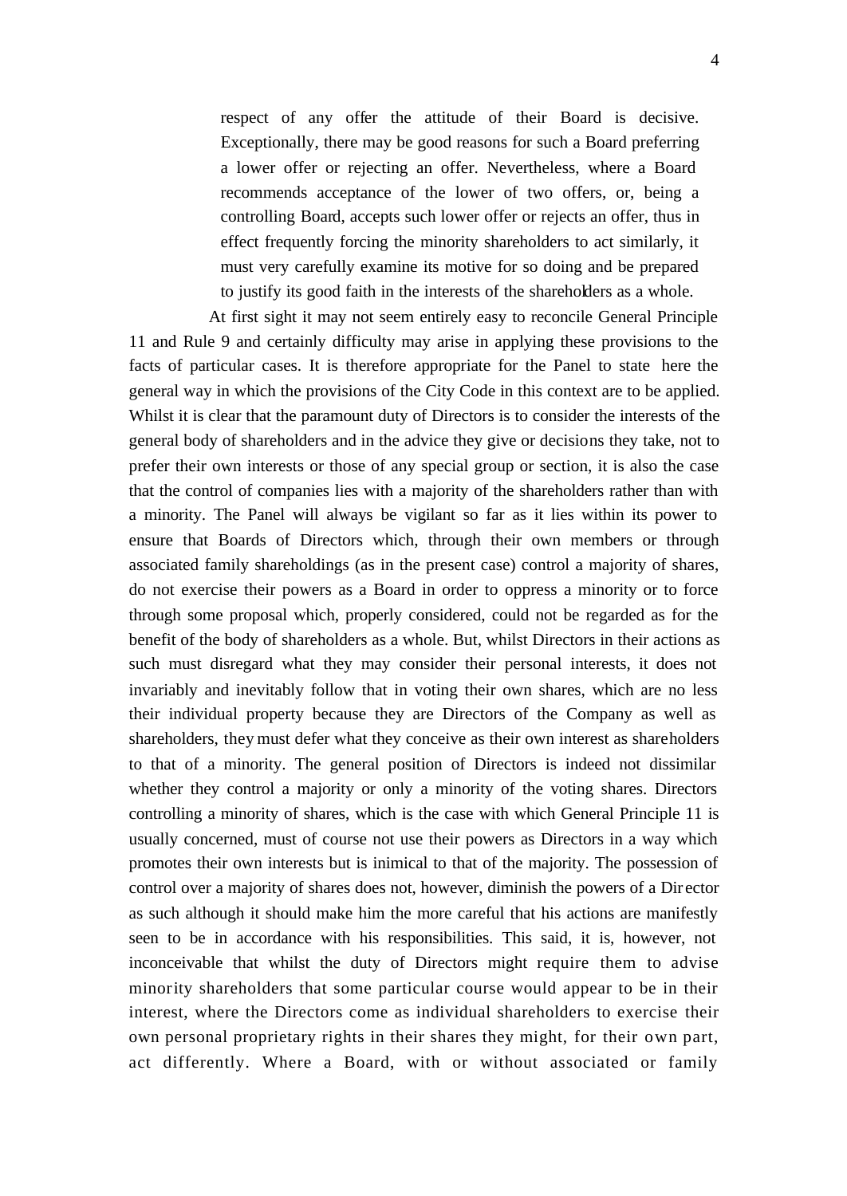> respect of any offer the attitude of their Board is decisive. Exceptionally, there may be good reasons for such a Board preferring a lower offer or rejecting an offer. Nevertheless, where a Board recommends acceptance of the lower of two offers, or, being a controlling Board, accepts such lower offer or rejects an offer, thus in effect frequently forcing the minority shareholders to act similarly, it must very carefully examine its motive for so doing and be prepared to justify its good faith in the interests of the shareholders as a whole.

At first sight it may not seem entirely easy to reconcile General Principle 11 and Rule 9 and certainly difficulty may arise in applying these provisions to the facts of particular cases. It is therefore appropriate for the Panel to state here the general way in which the provisions of the City Code in this context are to be applied. Whilst it is clear that the paramount duty of Directors is to consider the interests of the general body of shareholders and in the advice they give or decisions they take, not to prefer their own interests or those of any special group or section, it is also the case that the control of companies lies with a majority of the shareholders rather than with a minority. The Panel will always be vigilant so far as it lies within its power to ensure that Boards of Directors which, through their own members or through associated family shareholdings (as in the present case) control a majority of shares, do not exercise their powers as a Board in order to oppress a minority or to force through some proposal which, properly considered, could not be regarded as for the benefit of the body of shareholders as a whole. But, whilst Directors in their actions as such must disregard what they may consider their personal interests, it does not invariably and inevitably follow that in voting their own shares, which are no less their individual property because they are Directors of the Company as well as shareholders, they must defer what they conceive as their own interest as shareholders to that of a minority. The general position of Directors is indeed not dissimilar whether they control a majority or only a minority of the voting shares. Directors controlling a minority of shares, which is the case with which General Principle 11 is usually concerned, must of course not use their powers as Directors in a way which promotes their own interests but is inimical to that of the majority. The possession of control over a majority of shares does not, however, diminish the powers of a Director as such although it should make him the more careful that his actions are manifestly seen to be in accordance with his responsibilities. This said, it is, however, not inconceivable that whilst the duty of Directors might require them to advise minority shareholders that some particular course would appear to be in their interest, where the Directors come as individual shareholders to exercise their own personal proprietary rights in their shares they might, for their own part, act differently. Where a Board, with or without associated or family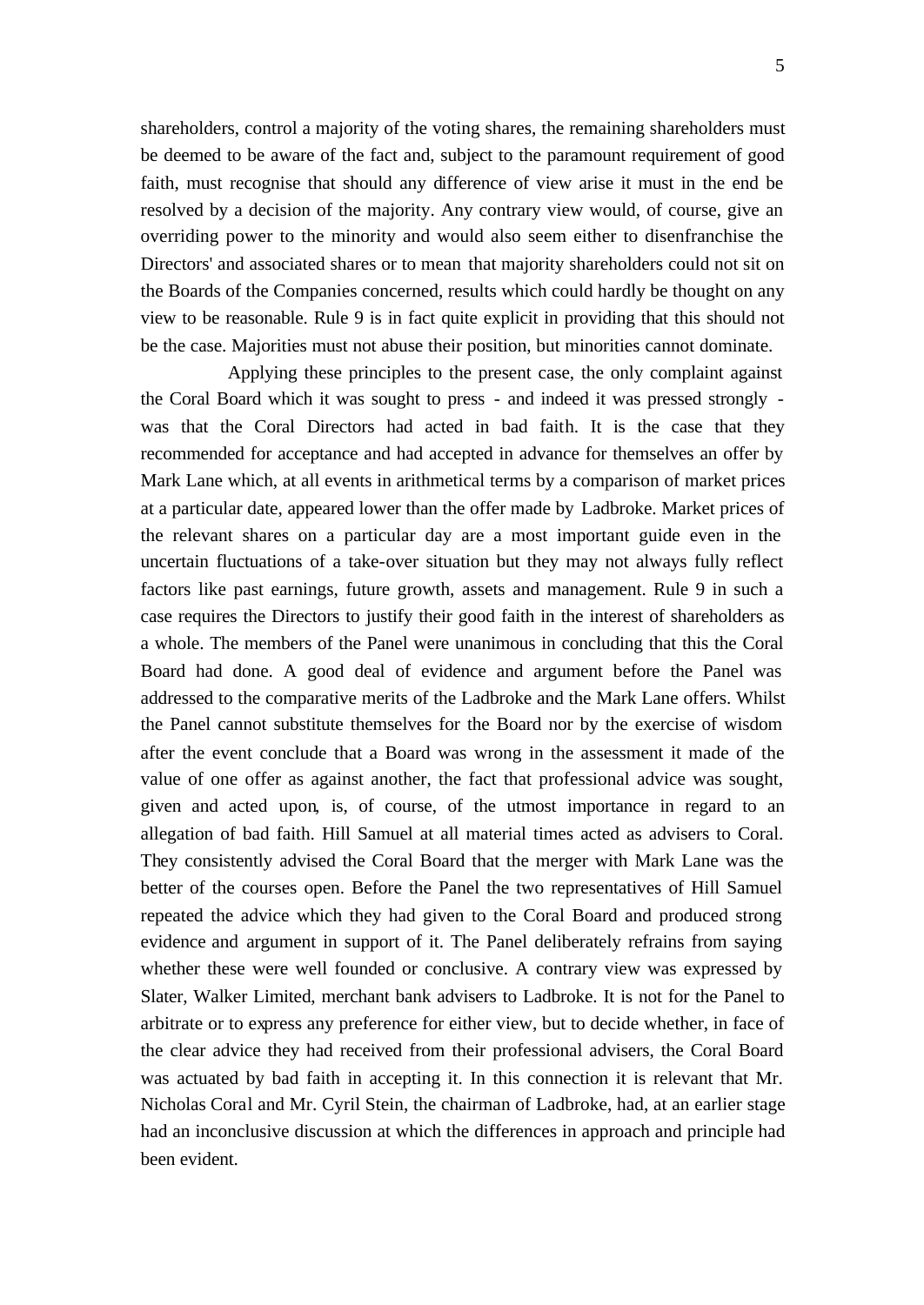shareholders, control a majority of the voting shares, the remaining shareholders must be deemed to be aware of the fact and, subject to the paramount requirement of good faith, must recognise that should any difference of view arise it must in the end be resolved by a decision of the majority. Any contrary view would, of course, give an overriding power to the minority and would also seem either to disenfranchise the Directors' and associated shares or to mean that majority shareholders could not sit on the Boards of the Companies concerned, results which could hardly be thought on any view to be reasonable. Rule 9 is in fact quite explicit in providing that this should not be the case. Majorities must not abuse their position, but minorities cannot dominate.

Applying these principles to the present case, the only complaint against the Coral Board which it was sought to press - and indeed it was pressed strongly - was that the Coral Directors had acted in bad faith. It is the case that they recommended for acceptance and had accepted in advance for themselves an offer by Mark Lane which, at all events in arithmetical terms by a comparison of market prices at a particular date, appeared lower than the offer made by Ladbroke. Market prices of the relevant shares on a particular day are a most important guide even in the uncertain fluctuations of a take-over situation but they may not always fully reflect factors like past earnings, future growth, assets and management. Rule 9 in such a case requires the Directors to justify their good faith in the interest of shareholders as a whole. The members of the Panel were unanimous in concluding that this the Coral Board had done. A good deal of evidence and argument before the Panel was addressed to the comparative merits of the Ladbroke and the Mark Lane offers. Whilst the Panel cannot substitute themselves for the Board nor by the exercise of wisdom after the event conclude that a Board was wrong in the assessment it made of the value of one offer as against another, the fact that professional advice was sought, given and acted upon, is, of course, of the utmost importance in regard to an allegation of bad faith. Hill Samuel at all material times acted as advisers to Coral. They consistently advised the Coral Board that the merger with Mark Lane was the better of the courses open. Before the Panel the two representatives of Hill Samuel repeated the advice which they had given to the Coral Board and produced strong evidence and argument in support of it. The Panel deliberately refrains from saying whether these were well founded or conclusive. A contrary view was expressed by Slater, Walker Limited, merchant bank advisers to Ladbroke. It is not for the Panel to arbitrate or to express any preference for either view, but to decide whether, in face of the clear advice they had received from their professional advisers, the Coral Board was actuated by bad faith in accepting it. In this connection it is relevant that Mr. Nicholas Coral and Mr. Cyril Stein, the chairman of Ladbroke, had, at an earlier stage had an inconclusive discussion at which the differences in approach and principle had been evident.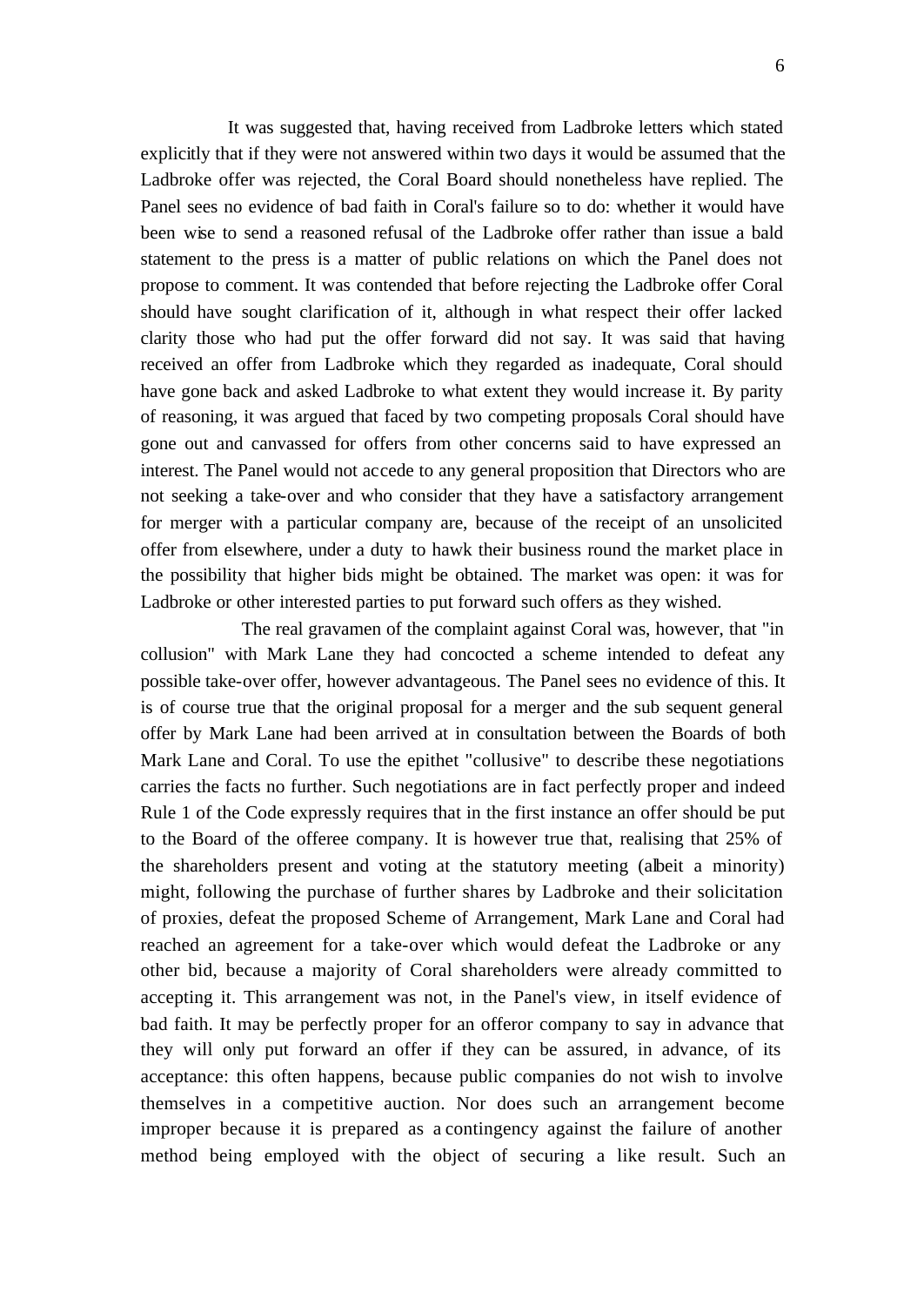It was suggested that, having received from Ladbroke letters which stated explicitly that if they were not answered within two days it would be assumed that the Ladbroke offer was rejected, the Coral Board should nonetheless have replied. The Panel sees no evidence of bad faith in Coral's failure so to do: whether it would have been wise to send a reasoned refusal of the Ladbroke offer rather than issue a bald statement to the press is a matter of public relations on which the Panel does not propose to comment. It was contended that before rejecting the Ladbroke offer Coral should have sought clarification of it, although in what respect their offer lacked clarity those who had put the offer forward did not say. It was said that having received an offer from Ladbroke which they regarded as inadequate, Coral should have gone back and asked Ladbroke to what extent they would increase it. By parity of reasoning, it was argued that faced by two competing proposals Coral should have gone out and canvassed for offers from other concerns said to have expressed an interest. The Panel would not accede to any general proposition that Directors who are not seeking a take-over and who consider that they have a satisfactory arrangement for merger with a particular company are, because of the receipt of an unsolicited offer from elsewhere, under a duty to hawk their business round the market place in the possibility that higher bids might be obtained. The market was open: it was for Ladbroke or other interested parties to put forward such offers as they wished.

The real gravamen of the complaint against Coral was, however, that "in collusion" with Mark Lane they had concocted a scheme intended to defeat any possible take-over offer, however advantageous. The Panel sees no evidence of this. It is of course true that the original proposal for a merger and the sub sequent general offer by Mark Lane had been arrived at in consultation between the Boards of both Mark Lane and Coral. To use the epithet "collusive" to describe these negotiations carries the facts no further. Such negotiations are in fact perfectly proper and indeed Rule 1 of the Code expressly requires that in the first instance an offer should be put to the Board of the offeree company. It is however true that, realising that 25% of the shareholders present and voting at the statutory meeting (albeit a minority) might, following the purchase of further shares by Ladbroke and their solicitation of proxies, defeat the proposed Scheme of Arrangement, Mark Lane and Coral had reached an agreement for a take-over which would defeat the Ladbroke or any other bid, because a majority of Coral shareholders were already committed to accepting it. This arrangement was not, in the Panel's view, in itself evidence of bad faith. It may be perfectly proper for an offeror company to say in advance that they will only put forward an offer if they can be assured, in advance, of its acceptance: this often happens, because public companies do not wish to involve themselves in a competitive auction. Nor does such an arrangement become improper because it is prepared as a contingency against the failure of another method being employed with the object of securing a like result. Such an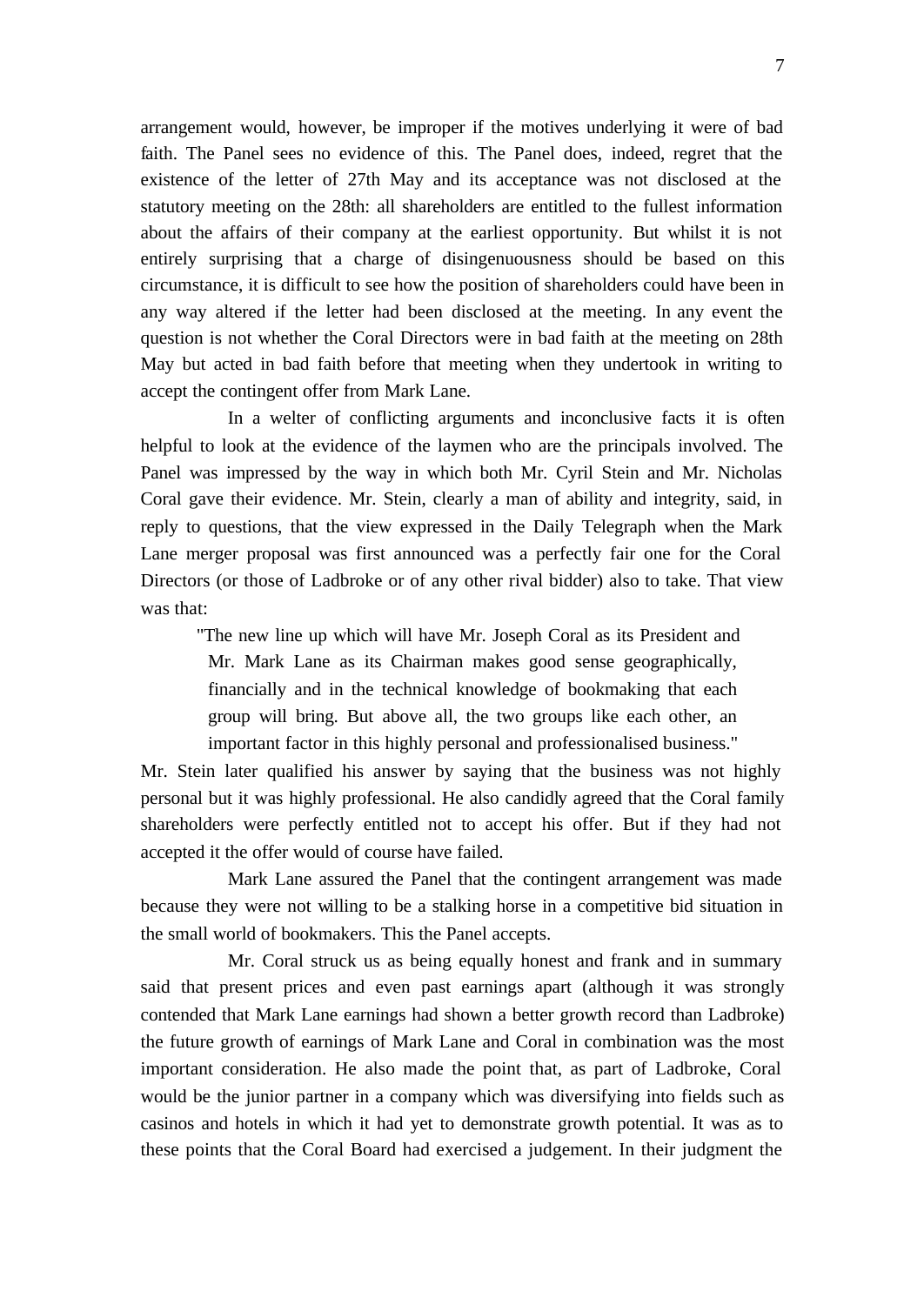arrangement would, however, be improper if the motives underlying it were of bad faith. The Panel sees no evidence of this. The Panel does, indeed, regret that the existence of the letter of 27th May and its acceptance was not disclosed at the statutory meeting on the 28th: all shareholders are entitled to the fullest information about the affairs of their company at the earliest opportunity. But whilst it is not entirely surprising that a charge of disingenuousness should be based on this circumstance, it is difficult to see how the position of shareholders could have been in any way altered if the letter had been disclosed at the meeting. In any event the question is not whether the Coral Directors were in bad faith at the meeting on 28th May but acted in bad faith before that meeting when they undertook in writing to accept the contingent offer from Mark Lane.

In a welter of conflicting arguments and inconclusive facts it is often helpful to look at the evidence of the laymen who are the principals involved. The Panel was impressed by the way in which both Mr. Cyril Stein and Mr. Nicholas Coral gave their evidence. Mr. Stein, clearly a man of ability and integrity, said, in reply to questions, that the view expressed in the Daily Telegraph when the Mark Lane merger proposal was first announced was a perfectly fair one for the Coral Directors (or those of Ladbroke or of any other rival bidder) also to take. That view was that:

> "The new line up which will have Mr. Joseph Coral as its President and Mr. Mark Lane as its Chairman makes good sense geographically, financially and in the technical knowledge of bookmaking that each group will bring. But above all, the two groups like each other, an important factor in this highly personal and professionalised business."

Mr. Stein later qualified his answer by saying that the business was not highly personal but it was highly professional. He also candidly agreed that the Coral family shareholders were perfectly entitled not to accept his offer. But if they had not accepted it the offer would of course have failed.

Mark Lane assured the Panel that the contingent arrangement was made because they were not willing to be a stalking horse in a competitive bid situation in the small world of bookmakers. This the Panel accepts.

Mr. Coral struck us as being equally honest and frank and in summary said that present prices and even past earnings apart (although it was strongly contended that Mark Lane earnings had shown a better growth record than Ladbroke) the future growth of earnings of Mark Lane and Coral in combination was the most important consideration. He also made the point that, as part of Ladbroke, Coral would be the junior partner in a company which was diversifying into fields such as casinos and hotels in which it had yet to demonstrate growth potential. It was as to these points that the Coral Board had exercised a judgement. In their judgment the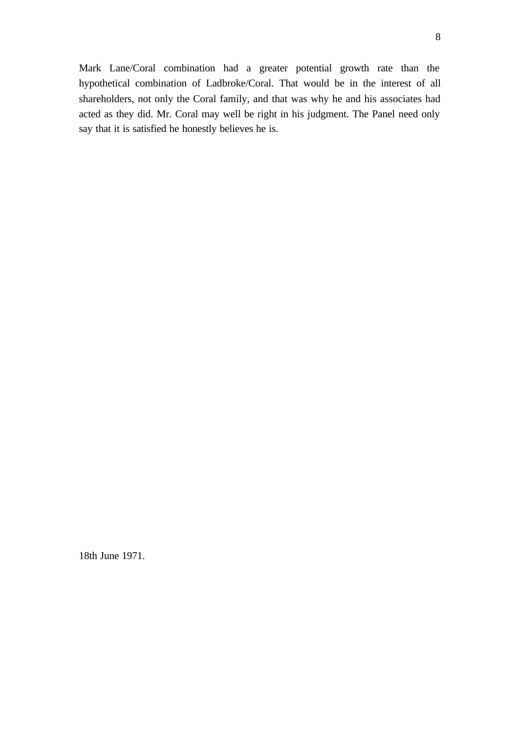Mark Lane/Coral combination had a greater potential growth rate than the hypothetical combination of Ladbroke/Coral. That would be in the interest of all shareholders, not only the Coral family, and that was why he and his associates had acted as they did. Mr. Coral may well be right in his judgment. The Panel need only say that it is satisfied he honestly believes he is.

18th June 1971.